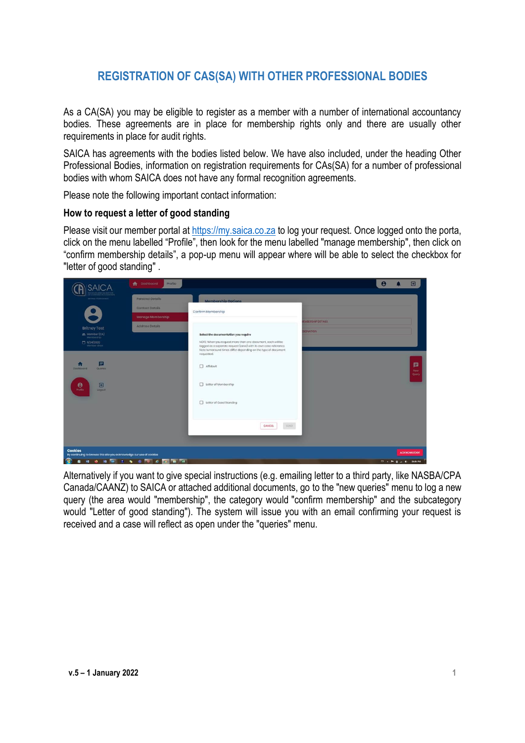# REGISTRATION OF CAS(SA) WITH OTHER PROFESSIONAL BODIES

As a CA(SA) you may be eligible to register as a member with a number of international accountancy bodies. These agreements are in place for membership rights only and there are usually other requirements in place for audit rights.

SAICA has agreements with the bodies listed below. We have also included, under the heading Other Professional Bodies, information on registration requirements for CAs(SA) for a number of professional bodies with whom SAICA does not have any formal recognition agreements.

Please note the following important contact information:

### How to request a letter of good standing

Please visit our member portal at https://my.saica.co.za to log your request. Once logged onto the porta, click on the menu labelled "Profile", then look for the menu labelled "manage membership", then click on "confirm membership details", a pop-up menu will appear where will be able to select the checkbox for "letter of good standing" .

Alternatively if you want to give special instructions (e.g. emailing letter to a third party, like NASBA/CPA Canada/CAANZ) to SAICA or attached additional documents, go to the "new queries" menu to log a new query (the area would "membership", the category would "confirm membership" and the subcategory would "Letter of good standing"). The system will issue you with an email confirming your request is received and a case will reflect as open under the "queries" menu.

v.5 – 1 January 2022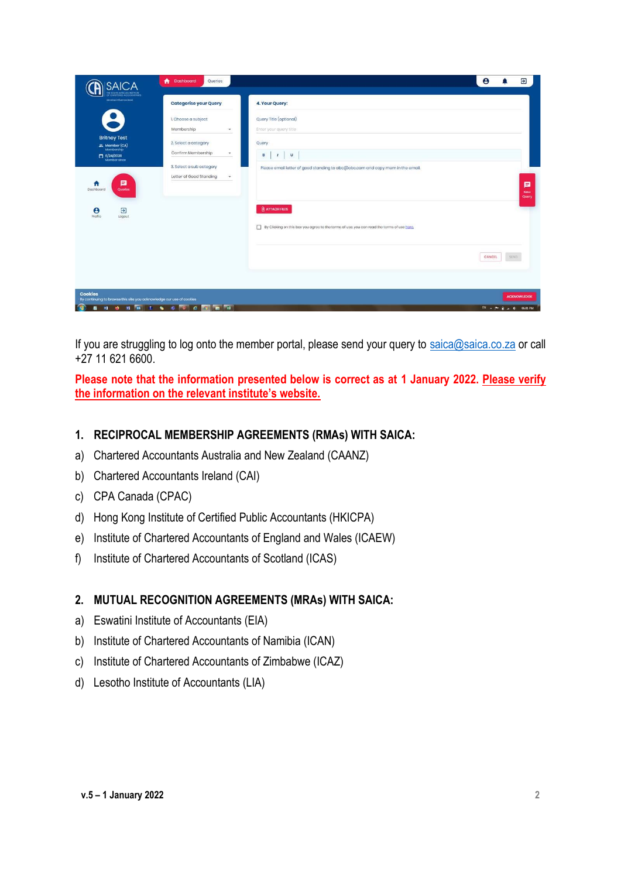If you are struggling to log onto the member portal, please send your query to saica@saica.co.za or call +27 11 621 6600.

**Please note that the information presented below is correct as at 1 January 2022. Please verify the information on the relevant institute's website.**

## 1. RECIPROCAL MEMBERSHIP AGREEMENTS (RMAs) WITH SAICA:

a) Chartered Accountants Australia and New Zealand (CAANZ)

b) Chartered Accountants Ireland (CAI)

c) CPA Canada (CPAC)

d) Hong Kong Institute of Certified Public Accountants (HKICPA)

e) Institute of Chartered Accountants of England and Wales (ICAEW)

f) Institute of Chartered Accountants of Scotland (ICAS)

## 2. MUTUAL RECOGNITION AGREEMENTS (MRAs) WITH SAICA:

a) Eswatini Institute of Accountants (EIA)

b) Institute of Chartered Accountants of Namibia (ICAN)

c) Institute of Chartered Accountants of Zimbabwe (ICAZ)

d) Lesotho Institute of Accountants (LIA)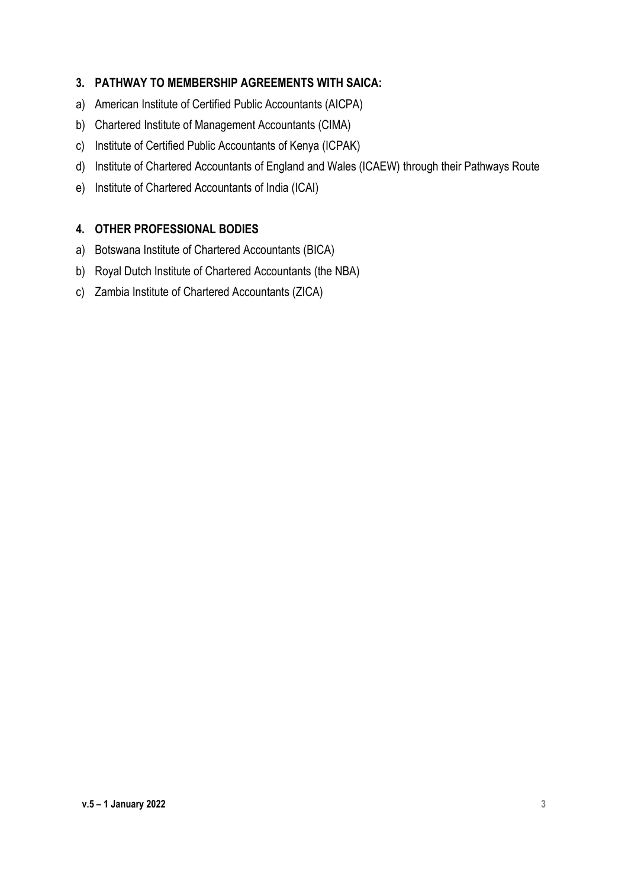## 3. PATHWAY TO MEMBERSHIP AGREEMENTS WITH SAICA:

a) American Institute of Certified Public Accountants (AICPA)
b) Chartered Institute of Management Accountants (CIMA)
c) Institute of Certified Public Accountants of Kenya (ICPAK)
d) Institute of Chartered Accountants of England and Wales (ICAEW) through their Pathways Route
e) Institute of Chartered Accountants of India (ICAI)

## 4. OTHER PROFESSIONAL BODIES

a) Botswana Institute of Chartered Accountants (BICA)
b) Royal Dutch Institute of Chartered Accountants (the NBA)
c) Zambia Institute of Chartered Accountants (ZICA)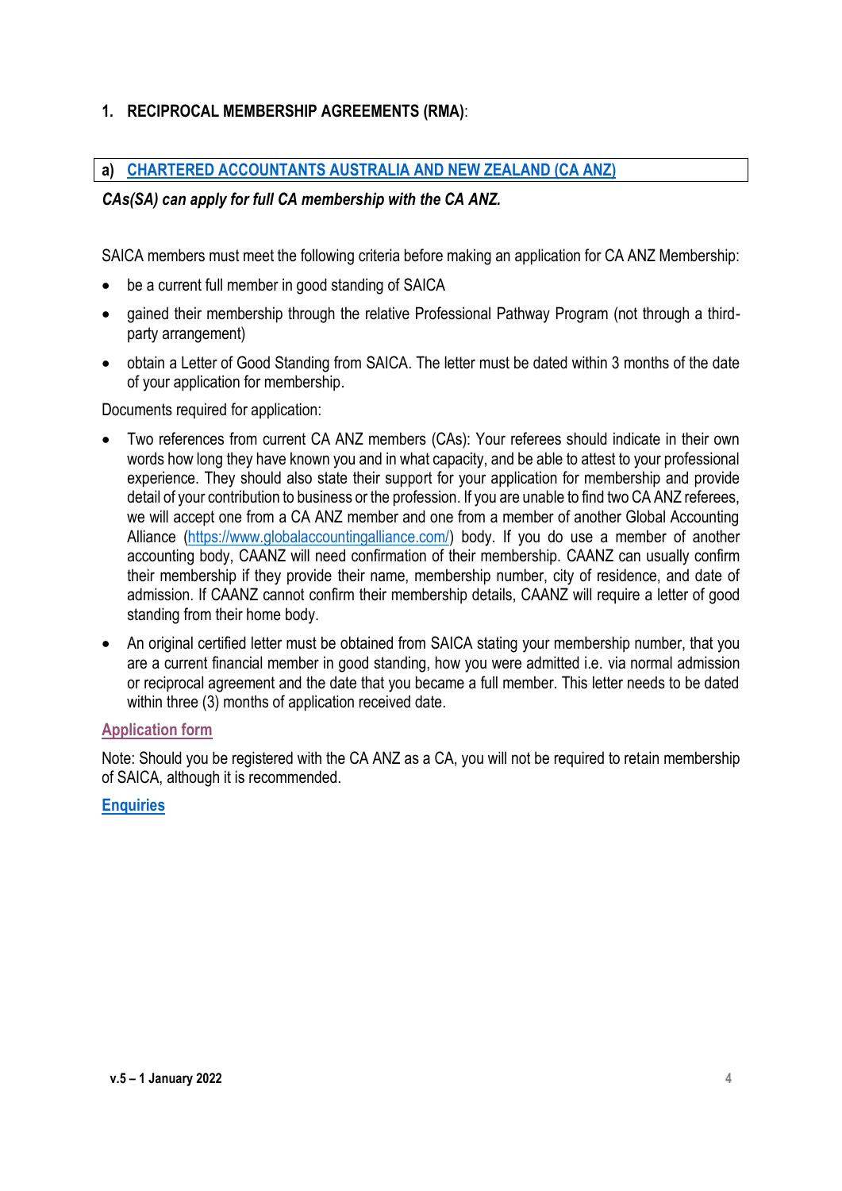## 1. RECIPROCAL MEMBERSHIP AGREEMENTS (RMA):

### a) CHARTERED ACCOUNTANTS AUSTRALIA AND NEW ZEALAND (CA ANZ)

***CAs(SA) can apply for full CA membership with the CA ANZ.***

SAICA members must meet the following criteria before making an application for CA ANZ Membership:

- be a current full member in good standing of SAICA
- gained their membership through the relative Professional Pathway Program (not through a third-party arrangement)
- obtain a Letter of Good Standing from SAICA. The letter must be dated within 3 months of the date of your application for membership.

Documents required for application:

- Two references from current CA ANZ members (CAs): Your referees should indicate in their own words how long they have known you and in what capacity, and be able to attest to your professional experience. They should also state their support for your application for membership and provide detail of your contribution to business or the profession. If you are unable to find two CA ANZ referees, we will accept one from a CA ANZ member and one from a member of another Global Accounting Alliance (https://www.globalaccountingalliance.com/) body. If you do use a member of another accounting body, CAANZ will need confirmation of their membership. CAANZ can usually confirm their membership if they provide their name, membership number, city of residence, and date of admission. If CAANZ cannot confirm their membership details, CAANZ will require a letter of good standing from their home body.
- An original certified letter must be obtained from SAICA stating your membership number, that you are a current financial member in good standing, how you were admitted i.e. via normal admission or reciprocal agreement and the date that you became a full member. This letter needs to be dated within three (3) months of application received date.

**Application form**

Note: Should you be registered with the CA ANZ as a CA, you will not be required to retain membership of SAICA, although it is recommended.

**Enquiries**

v.5 – 1 January 2022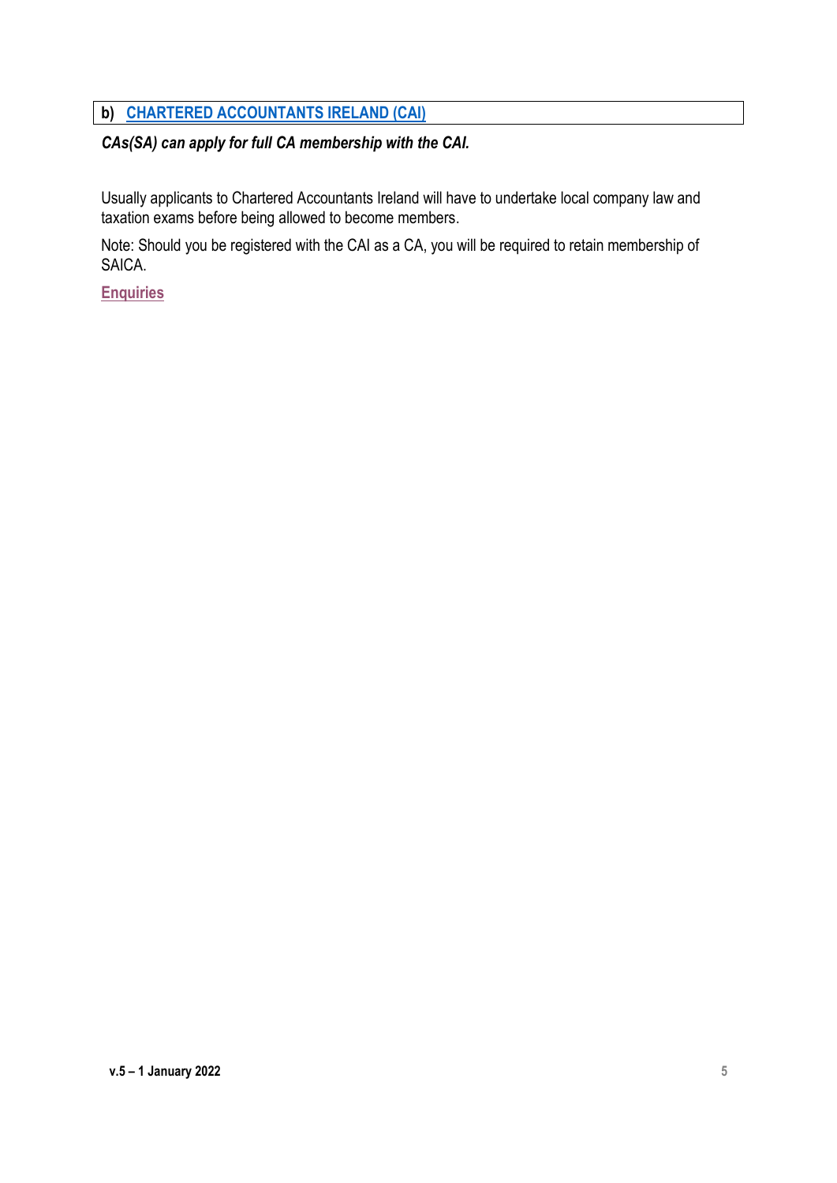## b) CHARTERED ACCOUNTANTS IRELAND (CAI)

***CAs(SA) can apply for full CA membership with the CAI.***

Usually applicants to Chartered Accountants Ireland will have to undertake local company law and taxation exams before being allowed to become members.

Note: Should you be registered with the CAI as a CA, you will be required to retain membership of SAICA.

**Enquiries**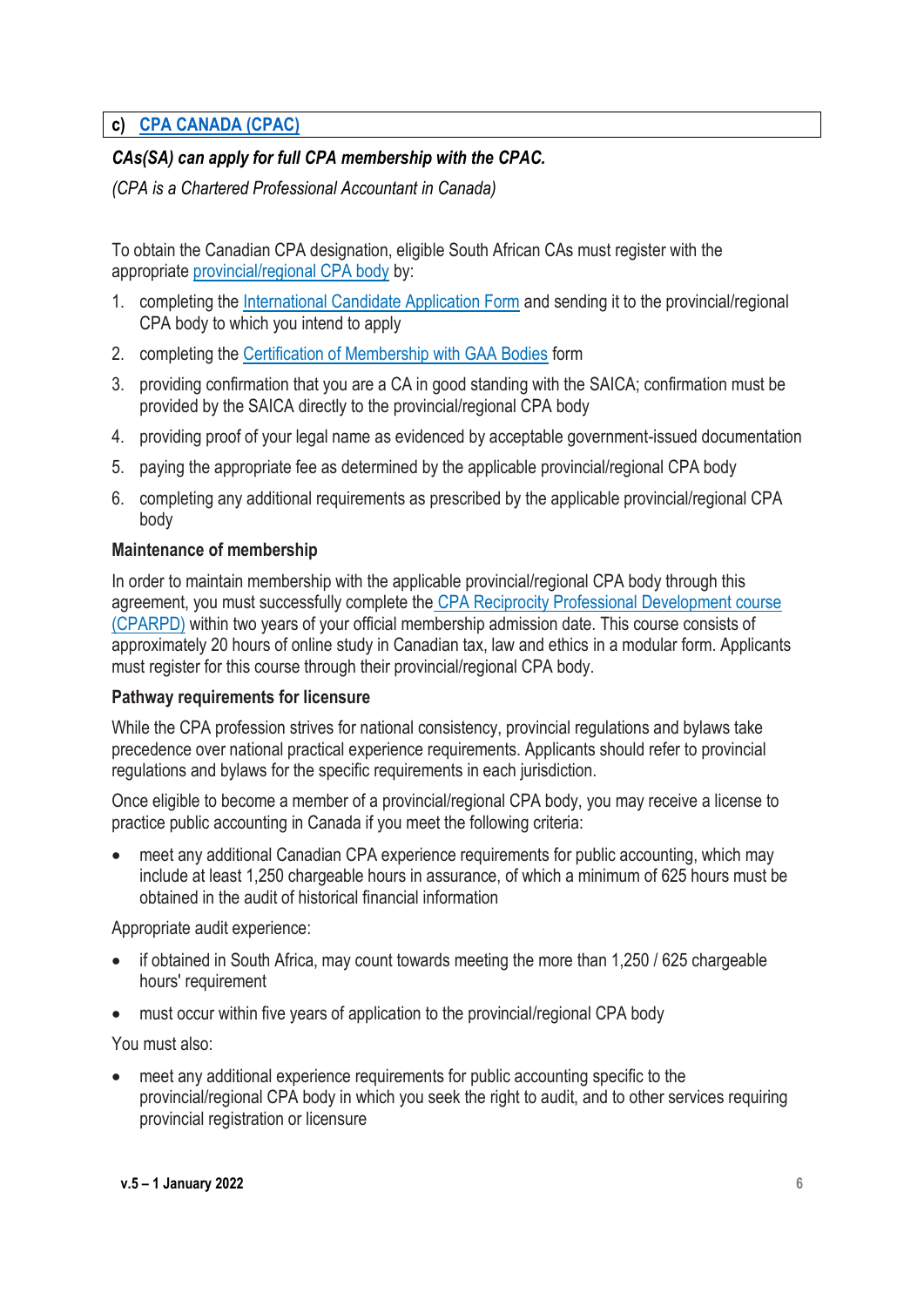## c) CPA CANADA (CPAC)

***CAs(SA) can apply for full CPA membership with the CPAC.***

*(CPA is a Chartered Professional Accountant in Canada)*

To obtain the Canadian CPA designation, eligible South African CAs must register with the appropriate provincial/regional CPA body by:

1. completing the International Candidate Application Form and sending it to the provincial/regional CPA body to which you intend to apply
2. completing the Certification of Membership with GAA Bodies form
3. providing confirmation that you are a CA in good standing with the SAICA; confirmation must be provided by the SAICA directly to the provincial/regional CPA body
4. providing proof of your legal name as evidenced by acceptable government-issued documentation
5. paying the appropriate fee as determined by the applicable provincial/regional CPA body
6. completing any additional requirements as prescribed by the applicable provincial/regional CPA body

**Maintenance of membership**

In order to maintain membership with the applicable provincial/regional CPA body through this agreement, you must successfully complete the CPA Reciprocity Professional Development course (CPARPD) within two years of your official membership admission date. This course consists of approximately 20 hours of online study in Canadian tax, law and ethics in a modular form. Applicants must register for this course through their provincial/regional CPA body.

**Pathway requirements for licensure**

While the CPA profession strives for national consistency, provincial regulations and bylaws take precedence over national practical experience requirements. Applicants should refer to provincial regulations and bylaws for the specific requirements in each jurisdiction.

Once eligible to become a member of a provincial/regional CPA body, you may receive a license to practice public accounting in Canada if you meet the following criteria:

- meet any additional Canadian CPA experience requirements for public accounting, which may include at least 1,250 chargeable hours in assurance, of which a minimum of 625 hours must be obtained in the audit of historical financial information

Appropriate audit experience:

- if obtained in South Africa, may count towards meeting the more than 1,250 / 625 chargeable hours' requirement
- must occur within five years of application to the provincial/regional CPA body

You must also:

- meet any additional experience requirements for public accounting specific to the provincial/regional CPA body in which you seek the right to audit, and to other services requiring provincial registration or licensure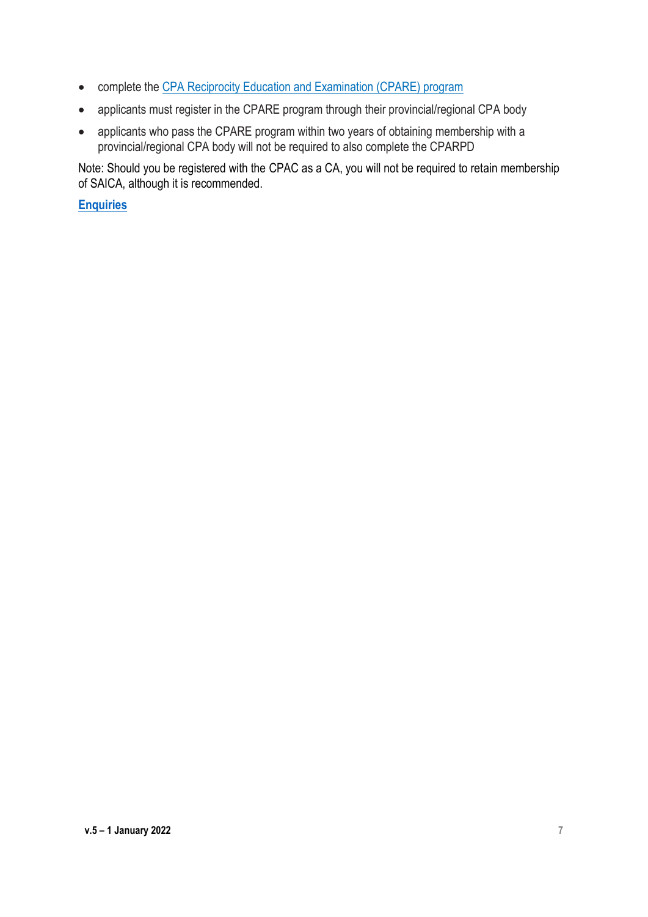- complete the CPA Reciprocity Education and Examination (CPARE) program
- applicants must register in the CPARE program through their provincial/regional CPA body
- applicants who pass the CPARE program within two years of obtaining membership with a provincial/regional CPA body will not be required to also complete the CPARPD

Note: Should you be registered with the CPAC as a CA, you will not be required to retain membership of SAICA, although it is recommended.

**Enquiries**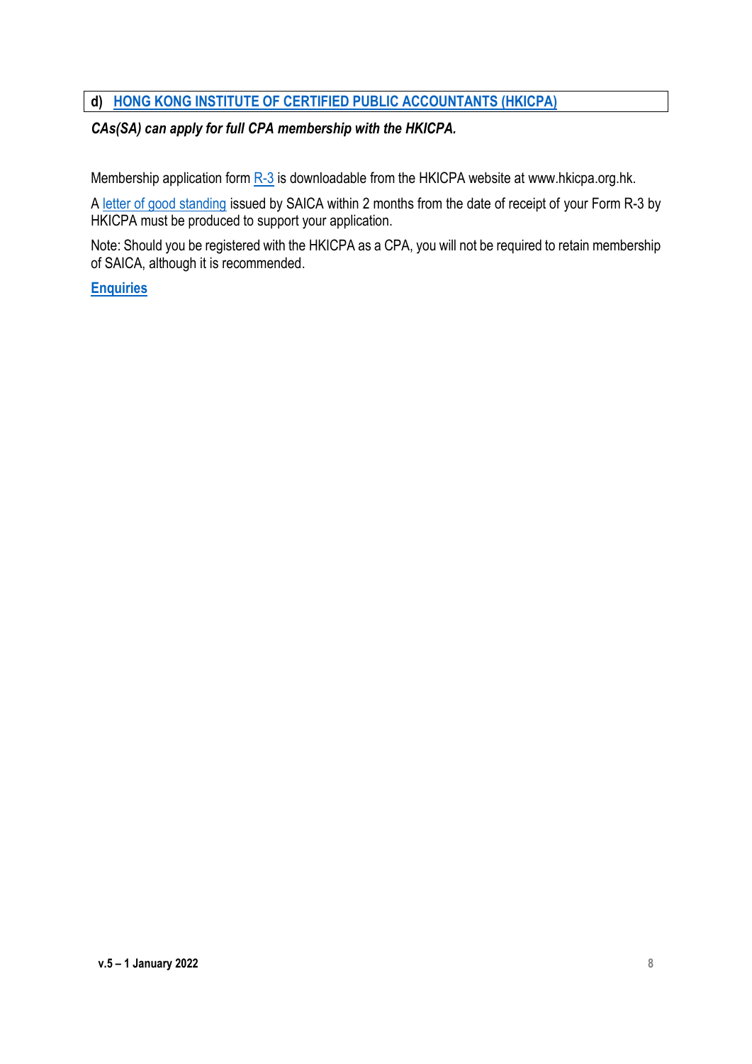## d) HONG KONG INSTITUTE OF CERTIFIED PUBLIC ACCOUNTANTS (HKICPA)

***CAs(SA) can apply for full CPA membership with the HKICPA.***

Membership application form R-3 is downloadable from the HKICPA website at www.hkicpa.org.hk.

A letter of good standing issued by SAICA within 2 months from the date of receipt of your Form R-3 by HKICPA must be produced to support your application.

Note: Should you be registered with the HKICPA as a CPA, you will not be required to retain membership of SAICA, although it is recommended.

**Enquiries**

**v.5 – 1 January 2022**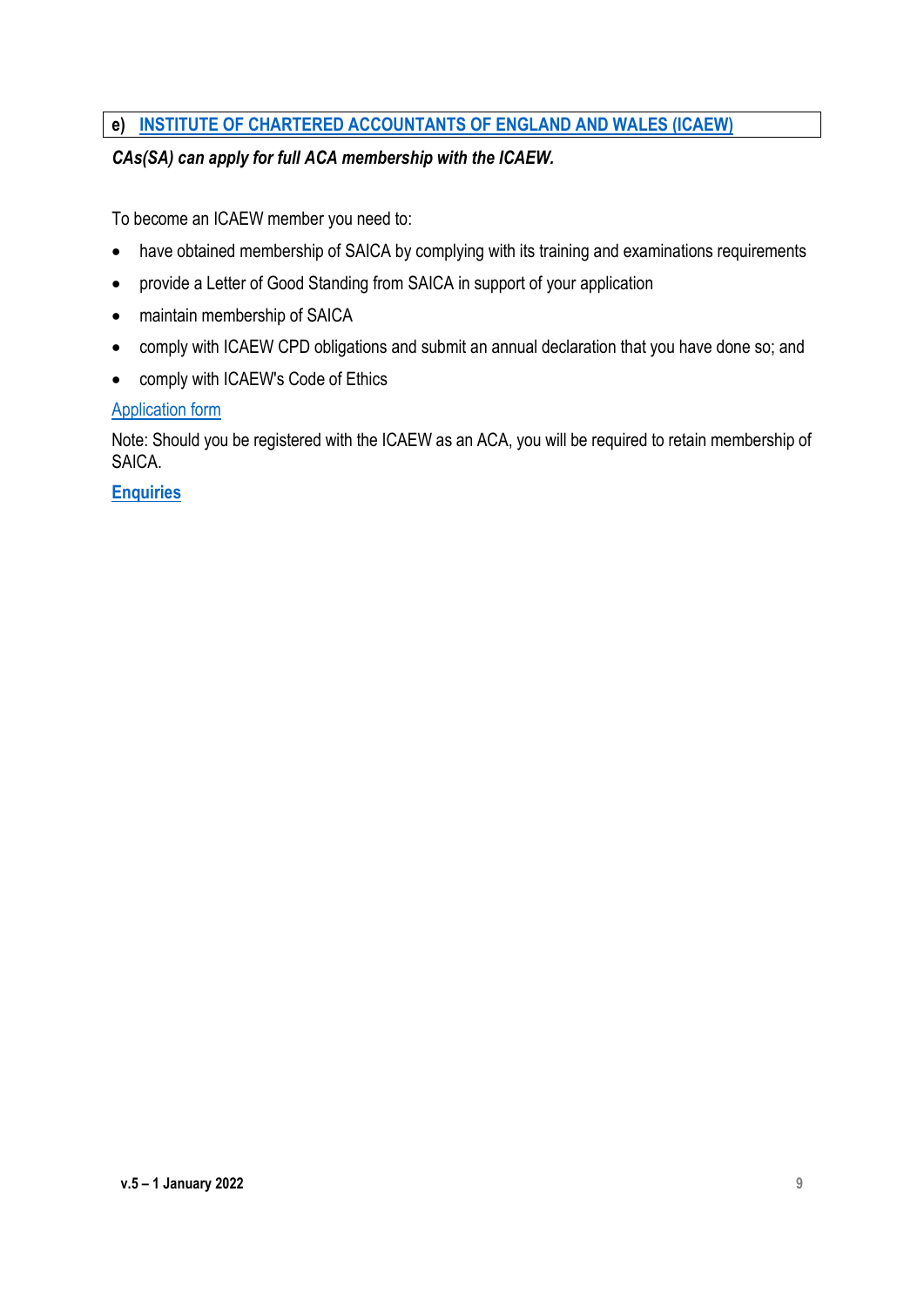## e) INSTITUTE OF CHARTERED ACCOUNTANTS OF ENGLAND AND WALES (ICAEW)

***CAs(SA) can apply for full ACA membership with the ICAEW.***

To become an ICAEW member you need to:

- have obtained membership of SAICA by complying with its training and examinations requirements
- provide a Letter of Good Standing from SAICA in support of your application
- maintain membership of SAICA
- comply with ICAEW CPD obligations and submit an annual declaration that you have done so; and
- comply with ICAEW's Code of Ethics

Application form

Note: Should you be registered with the ICAEW as an ACA, you will be required to retain membership of SAICA.

**Enquiries**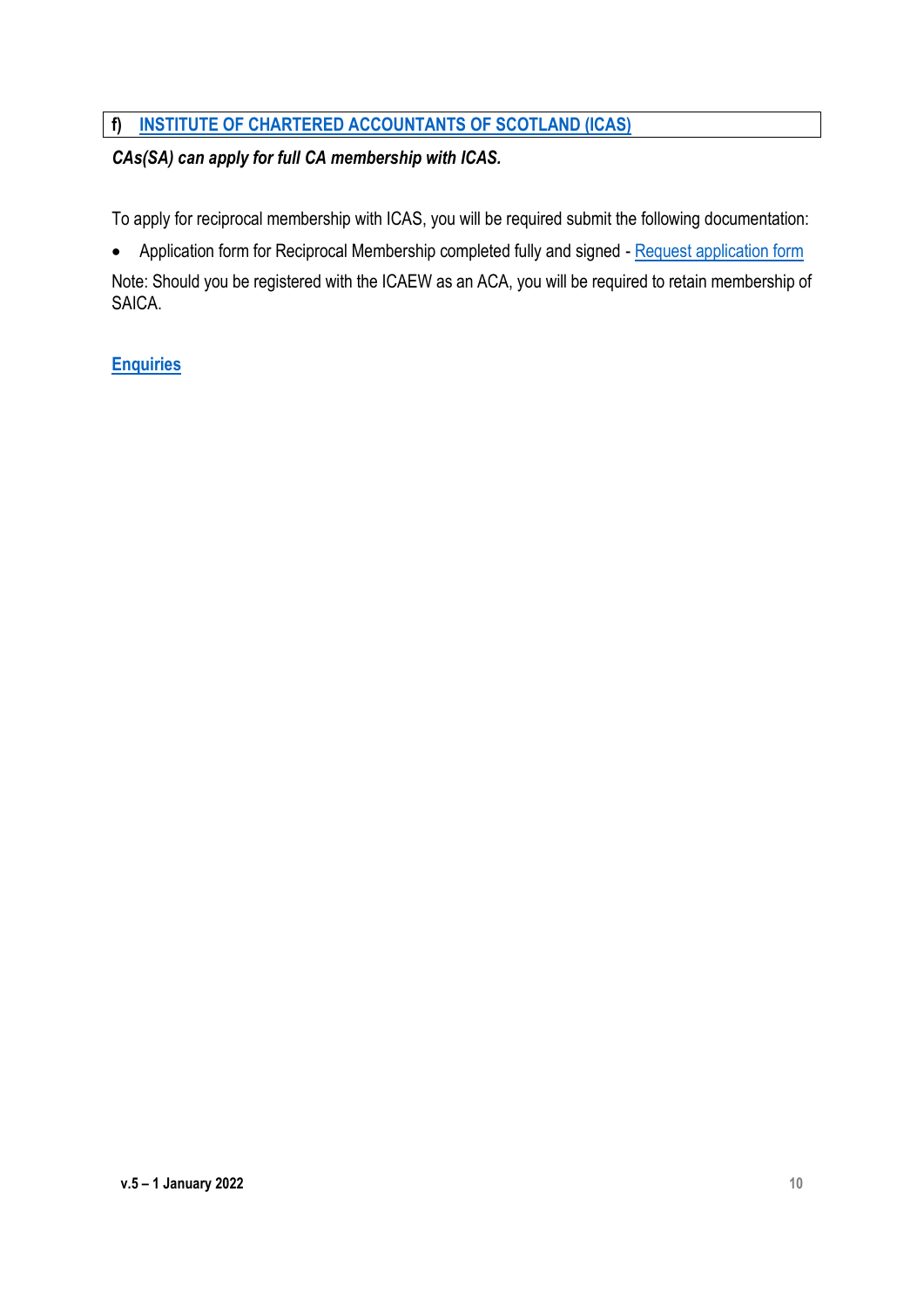## f) INSTITUTE OF CHARTERED ACCOUNTANTS OF SCOTLAND (ICAS)

***CAs(SA) can apply for full CA membership with ICAS.***

To apply for reciprocal membership with ICAS, you will be required submit the following documentation:

- Application form for Reciprocal Membership completed fully and signed - Request application form

Note: Should you be registered with the ICAEW as an ACA, you will be required to retain membership of SAICA.

**Enquiries**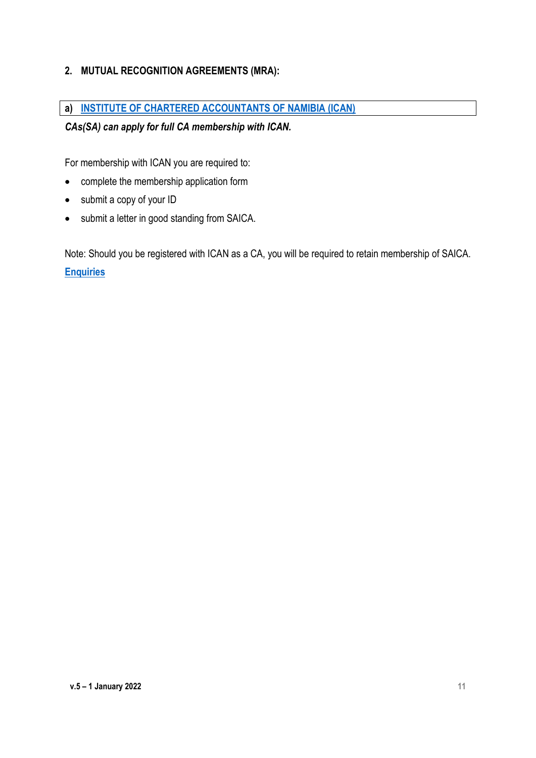## 2. MUTUAL RECOGNITION AGREEMENTS (MRA):

### a) INSTITUTE OF CHARTERED ACCOUNTANTS OF NAMIBIA (ICAN)

***CAs(SA) can apply for full CA membership with ICAN.***

For membership with ICAN you are required to:

- complete the membership application form
- submit a copy of your ID
- submit a letter in good standing from SAICA.

Note: Should you be registered with ICAN as a CA, you will be required to retain membership of SAICA.

**Enquiries**

**v.5 – 1 January 2022**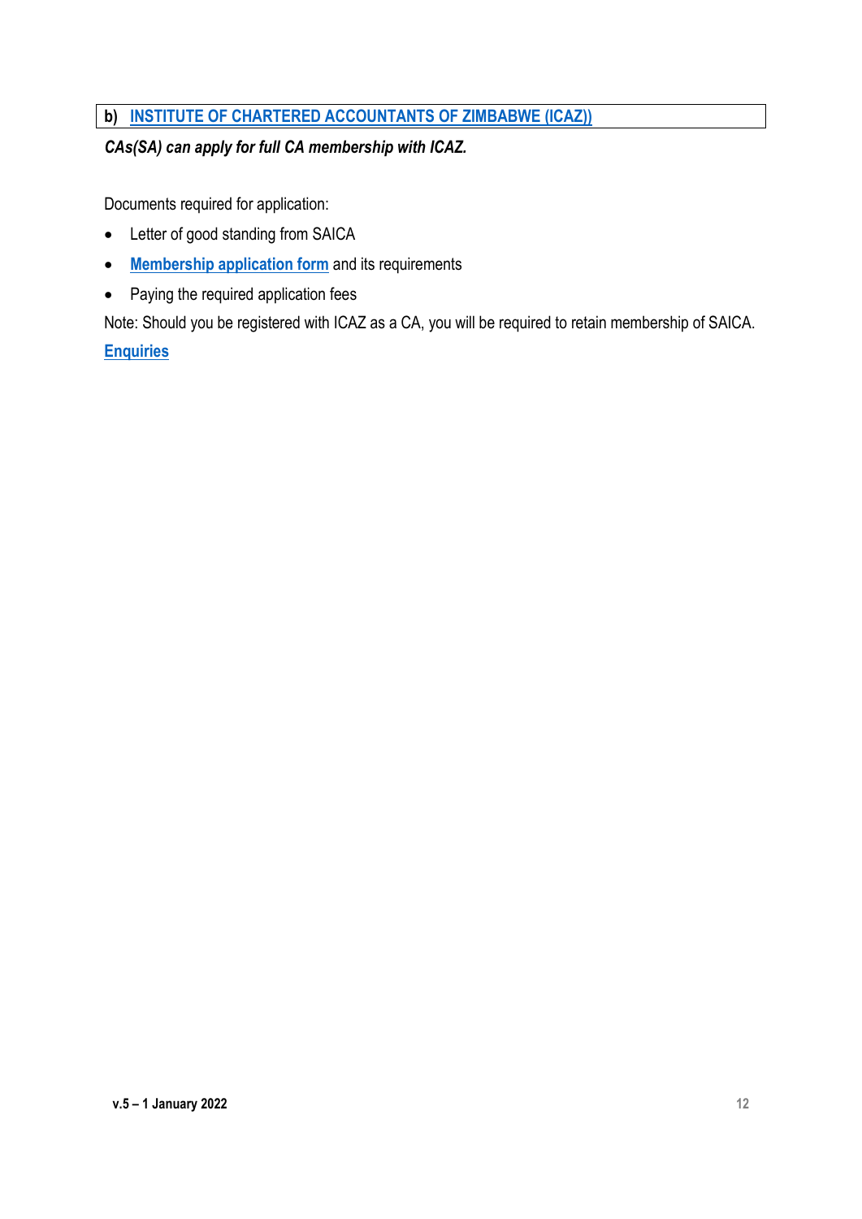## b) INSTITUTE OF CHARTERED ACCOUNTANTS OF ZIMBABWE (ICAZ))

***CAs(SA) can apply for full CA membership with ICAZ.***

Documents required for application:

- Letter of good standing from SAICA
- **Membership application form** and its requirements
- Paying the required application fees

Note: Should you be registered with ICAZ as a CA, you will be required to retain membership of SAICA.

**Enquiries**

**v.5 – 1 January 2022**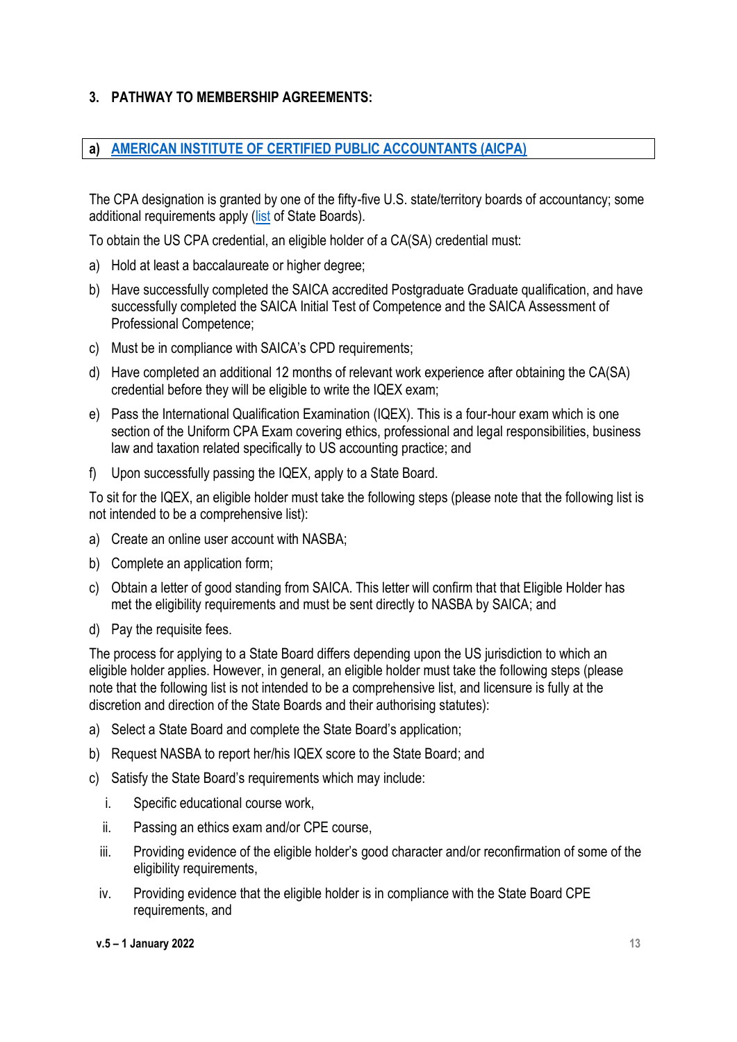## 3. PATHWAY TO MEMBERSHIP AGREEMENTS:

### a) [AMERICAN INSTITUTE OF CERTIFIED PUBLIC ACCOUNTANTS (AICPA)]

The CPA designation is granted by one of the fifty-five U.S. state/territory boards of accountancy; some additional requirements apply ([list] of State Boards).

To obtain the US CPA credential, an eligible holder of a CA(SA) credential must:

a) Hold at least a baccalaureate or higher degree;

b) Have successfully completed the SAICA accredited Postgraduate Graduate qualification, and have successfully completed the SAICA Initial Test of Competence and the SAICA Assessment of Professional Competence;

c) Must be in compliance with SAICA's CPD requirements;

d) Have completed an additional 12 months of relevant work experience after obtaining the CA(SA) credential before they will be eligible to write the IQEX exam;

e) Pass the International Qualification Examination (IQEX). This is a four-hour exam which is one section of the Uniform CPA Exam covering ethics, professional and legal responsibilities, business law and taxation related specifically to US accounting practice; and

f) Upon successfully passing the IQEX, apply to a State Board.

To sit for the IQEX, an eligible holder must take the following steps (please note that the following list is not intended to be a comprehensive list):

a) Create an online user account with NASBA;

b) Complete an application form;

c) Obtain a letter of good standing from SAICA. This letter will confirm that that Eligible Holder has met the eligibility requirements and must be sent directly to NASBA by SAICA; and

d) Pay the requisite fees.

The process for applying to a State Board differs depending upon the US jurisdiction to which an eligible holder applies. However, in general, an eligible holder must take the following steps (please note that the following list is not intended to be a comprehensive list, and licensure is fully at the discretion and direction of the State Boards and their authorising statutes):

a) Select a State Board and complete the State Board's application;

b) Request NASBA to report her/his IQEX score to the State Board; and

c) Satisfy the State Board's requirements which may include:

   i. Specific educational course work,

   ii. Passing an ethics exam and/or CPE course,

   iii. Providing evidence of the eligible holder's good character and/or reconfirmation of some of the eligibility requirements,

   iv. Providing evidence that the eligible holder is in compliance with the State Board CPE requirements, and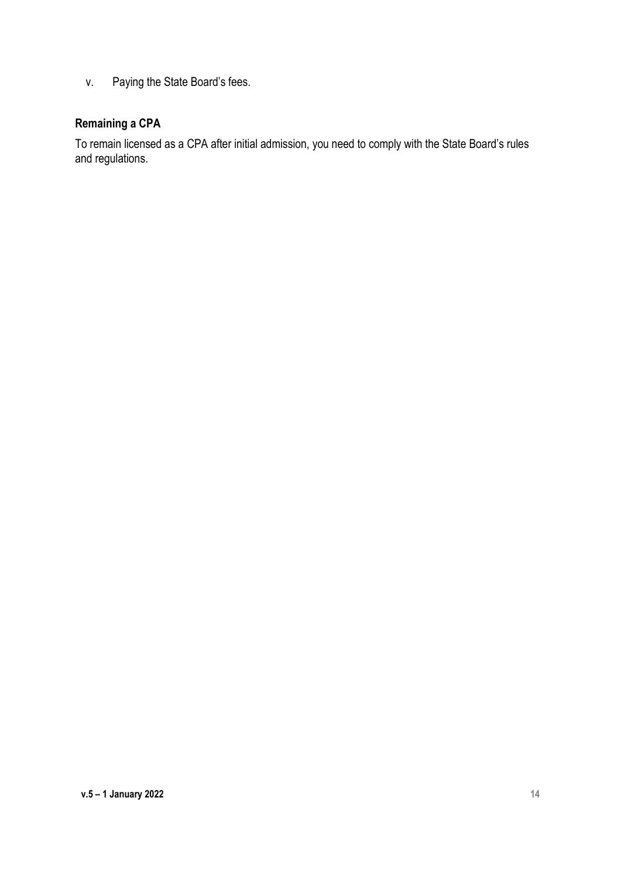v. Paying the State Board's fees.

### Remaining a CPA

To remain licensed as a CPA after initial admission, you need to comply with the State Board's rules and regulations.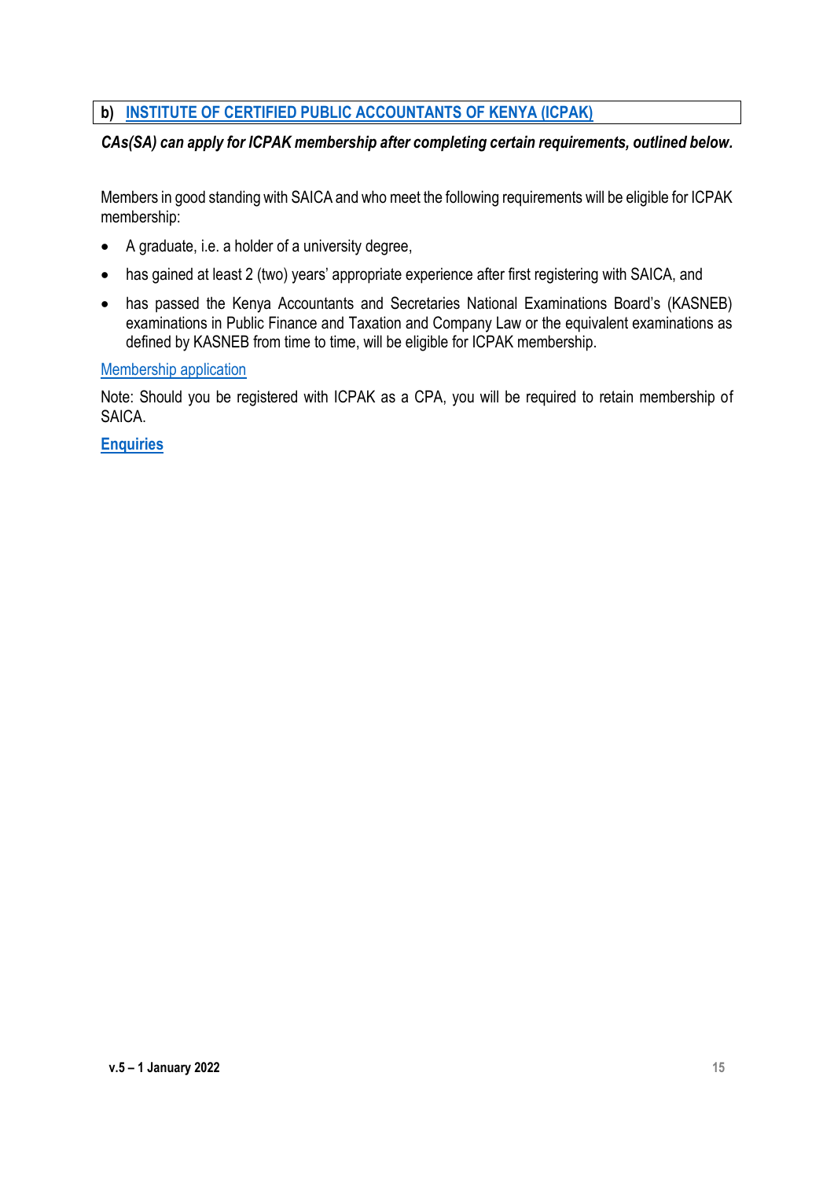## b) INSTITUTE OF CERTIFIED PUBLIC ACCOUNTANTS OF KENYA (ICPAK)

***CAs(SA) can apply for ICPAK membership after completing certain requirements, outlined below.***

Members in good standing with SAICA and who meet the following requirements will be eligible for ICPAK membership:

- A graduate, i.e. a holder of a university degree,
- has gained at least 2 (two) years' appropriate experience after first registering with SAICA, and
- has passed the Kenya Accountants and Secretaries National Examinations Board's (KASNEB) examinations in Public Finance and Taxation and Company Law or the equivalent examinations as defined by KASNEB from time to time, will be eligible for ICPAK membership.

Membership application

Note: Should you be registered with ICPAK as a CPA, you will be required to retain membership of SAICA.

**Enquiries**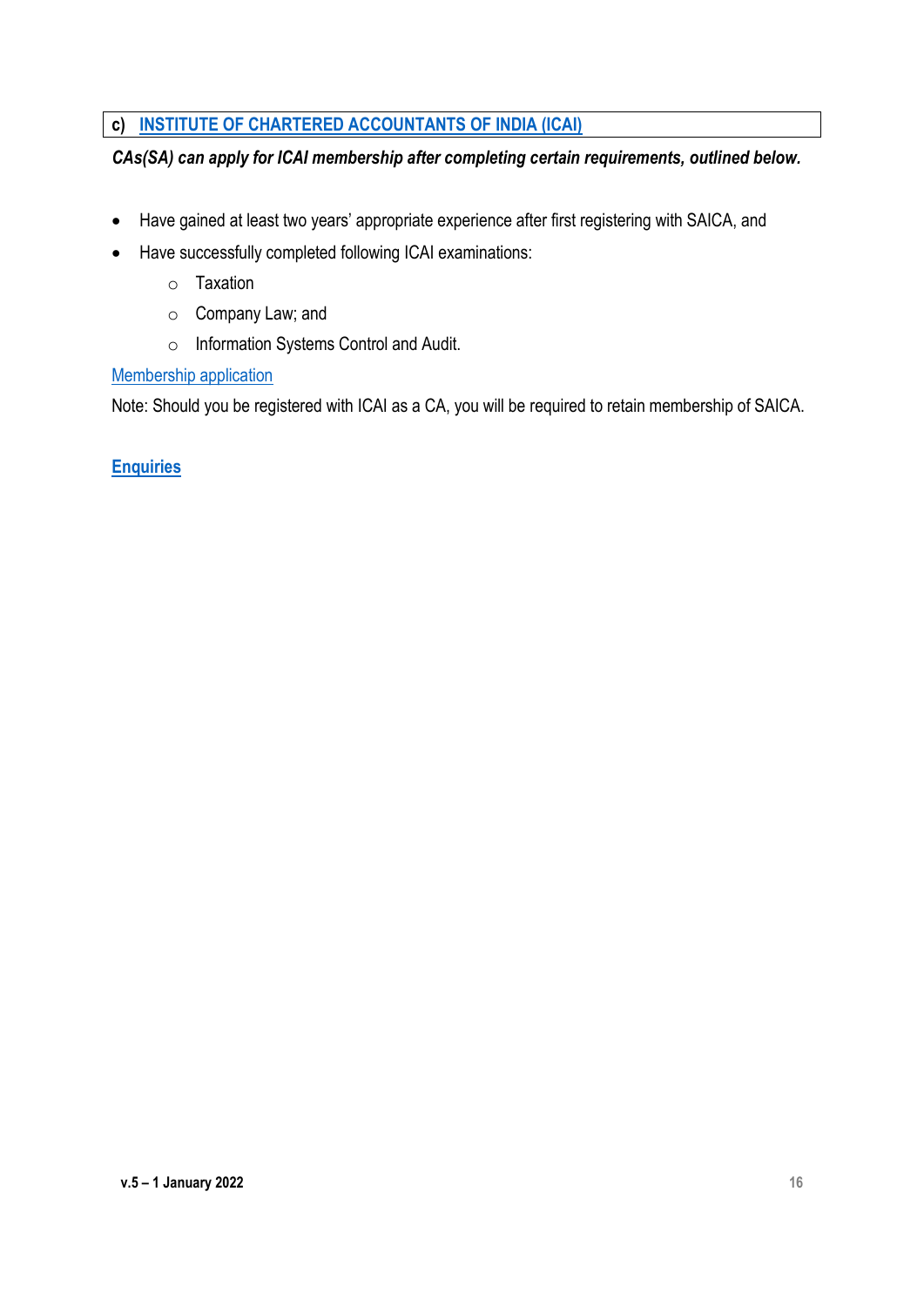## c) INSTITUTE OF CHARTERED ACCOUNTANTS OF INDIA (ICAI)

***CAs(SA) can apply for ICAI membership after completing certain requirements, outlined below.***

- Have gained at least two years' appropriate experience after first registering with SAICA, and
- Have successfully completed following ICAI examinations:
  - Taxation
  - Company Law; and
  - Information Systems Control and Audit.

Membership application

Note: Should you be registered with ICAI as a CA, you will be required to retain membership of SAICA.

**Enquiries**

**v.5 – 1 January 2022**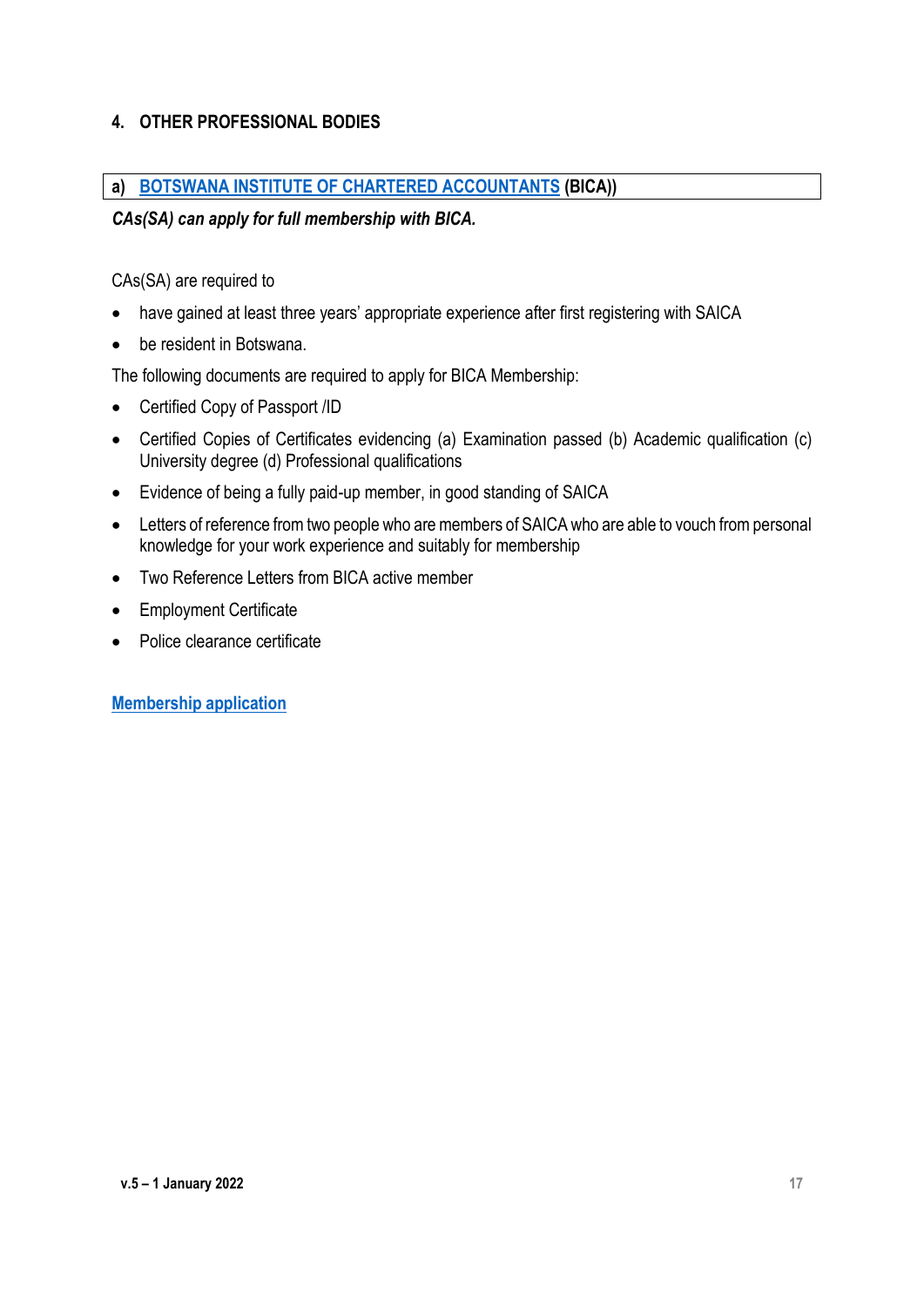## 4. OTHER PROFESSIONAL BODIES

### a) BOTSWANA INSTITUTE OF CHARTERED ACCOUNTANTS (BICA))

***CAs(SA) can apply for full membership with BICA.***

CAs(SA) are required to

- have gained at least three years' appropriate experience after first registering with SAICA
- be resident in Botswana.

The following documents are required to apply for BICA Membership:

- Certified Copy of Passport /ID
- Certified Copies of Certificates evidencing (a) Examination passed (b) Academic qualification (c) University degree (d) Professional qualifications
- Evidence of being a fully paid-up member, in good standing of SAICA
- Letters of reference from two people who are members of SAICA who are able to vouch from personal knowledge for your work experience and suitably for membership
- Two Reference Letters from BICA active member
- Employment Certificate
- Police clearance certificate

**Membership application**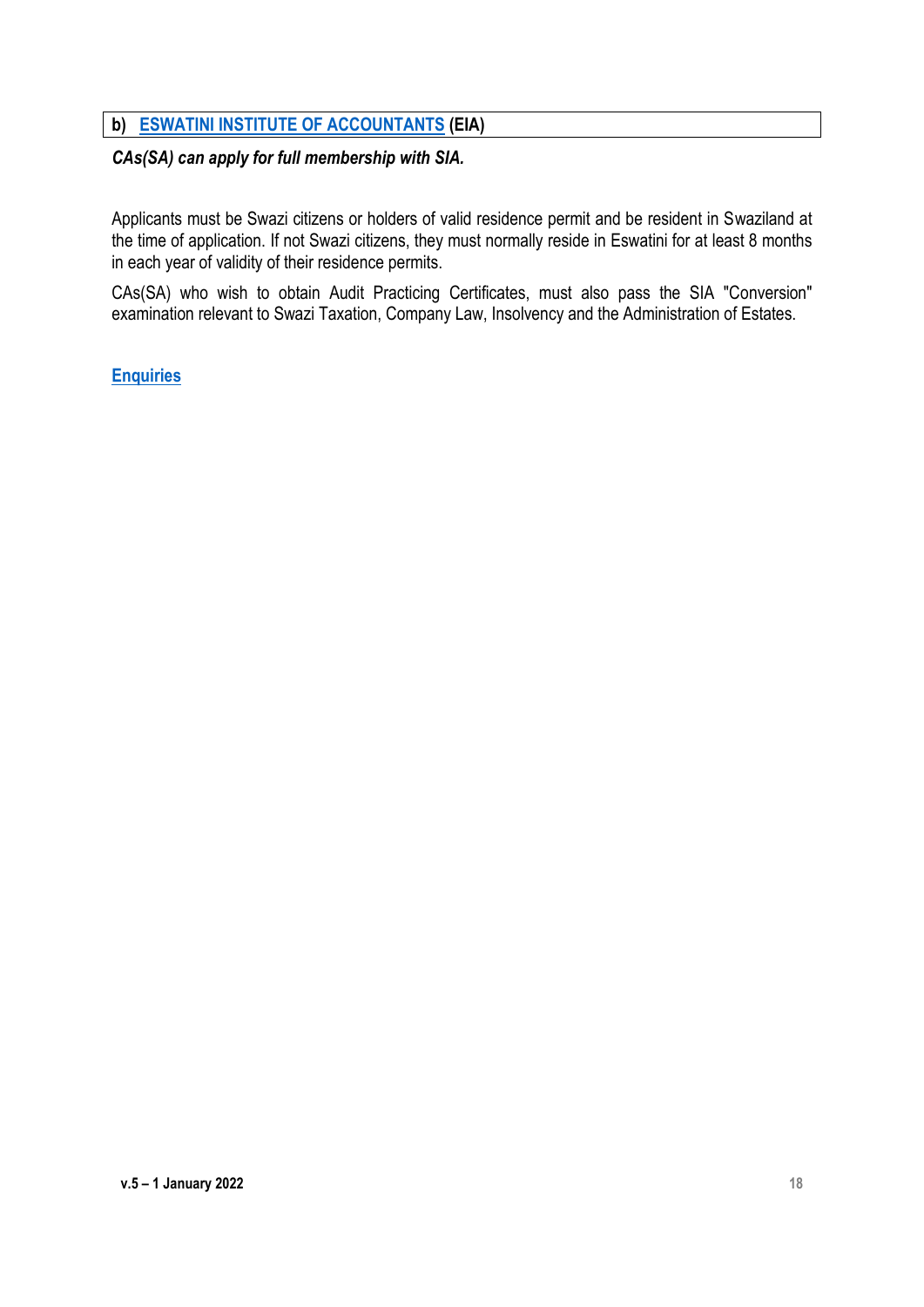### b) ESWATINI INSTITUTE OF ACCOUNTANTS (EIA)

***CAs(SA) can apply for full membership with SIA.***

Applicants must be Swazi citizens or holders of valid residence permit and be resident in Swaziland at the time of application. If not Swazi citizens, they must normally reside in Eswatini for at least 8 months in each year of validity of their residence permits.

CAs(SA) who wish to obtain Audit Practicing Certificates, must also pass the SIA "Conversion" examination relevant to Swazi Taxation, Company Law, Insolvency and the Administration of Estates.

**Enquiries**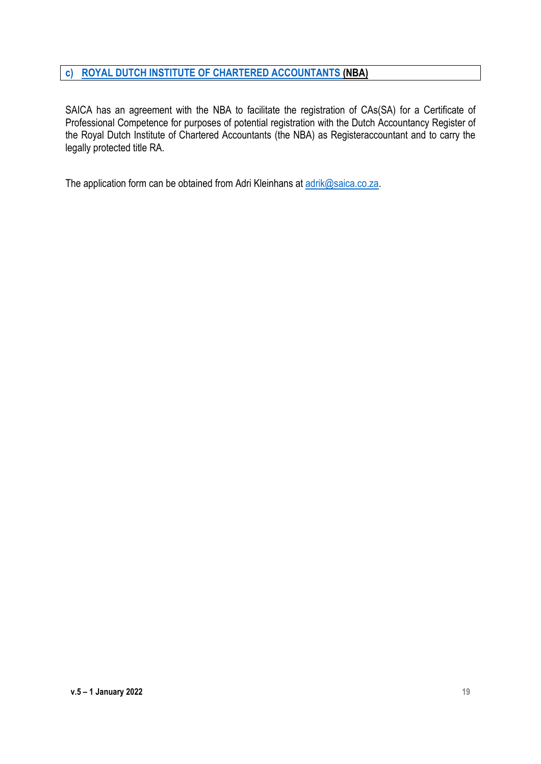## c) ROYAL DUTCH INSTITUTE OF CHARTERED ACCOUNTANTS (NBA)

SAICA has an agreement with the NBA to facilitate the registration of CAs(SA) for a Certificate of Professional Competence for purposes of potential registration with the Dutch Accountancy Register of the Royal Dutch Institute of Chartered Accountants (the NBA) as Registeraccountant and to carry the legally protected title RA.

The application form can be obtained from Adri Kleinhans at adrik@saica.co.za.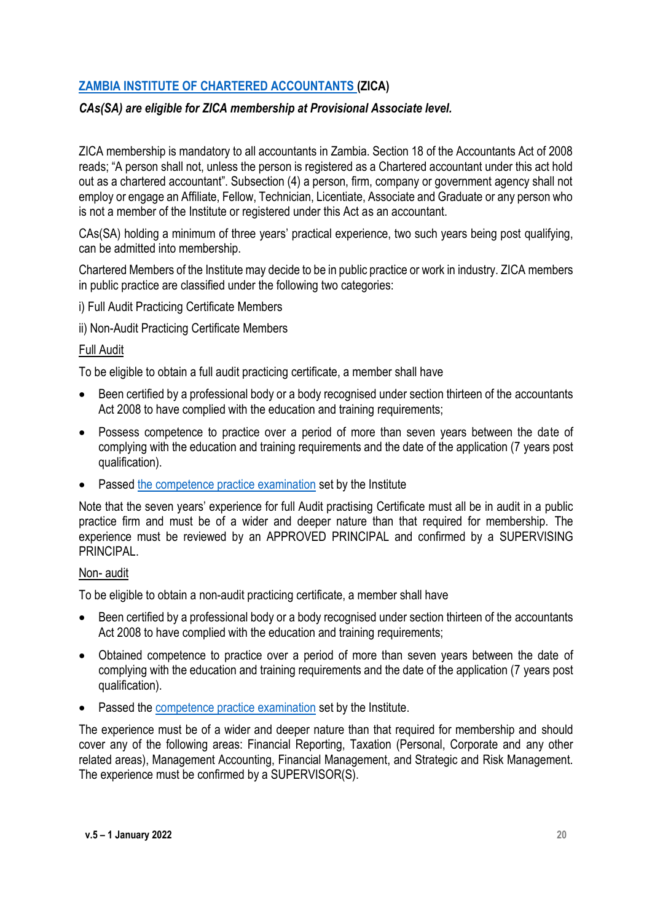## [ZAMBIA INSTITUTE OF CHARTERED ACCOUNTANTS](#) (ZICA)

***CAs(SA) are eligible for ZICA membership at Provisional Associate level.***

ZICA membership is mandatory to all accountants in Zambia. Section 18 of the Accountants Act of 2008 reads; "A person shall not, unless the person is registered as a Chartered accountant under this act hold out as a chartered accountant". Subsection (4) a person, firm, company or government agency shall not employ or engage an Affiliate, Fellow, Technician, Licentiate, Associate and Graduate or any person who is not a member of the Institute or registered under this Act as an accountant.

CAs(SA) holding a minimum of three years' practical experience, two such years being post qualifying, can be admitted into membership.

Chartered Members of the Institute may decide to be in public practice or work in industry. ZICA members in public practice are classified under the following two categories:

i) Full Audit Practicing Certificate Members

ii) Non-Audit Practicing Certificate Members

Full Audit

To be eligible to obtain a full audit practicing certificate, a member shall have

- Been certified by a professional body or a body recognised under section thirteen of the accountants Act 2008 to have complied with the education and training requirements;
- Possess competence to practice over a period of more than seven years between the date of complying with the education and training requirements and the date of the application (7 years post qualification).
- Passed the competence practice examination set by the Institute

Note that the seven years' experience for full Audit practising Certificate must all be in audit in a public practice firm and must be of a wider and deeper nature than that required for membership. The experience must be reviewed by an APPROVED PRINCIPAL and confirmed by a SUPERVISING PRINCIPAL.

Non- audit

To be eligible to obtain a non-audit practicing certificate, a member shall have

- Been certified by a professional body or a body recognised under section thirteen of the accountants Act 2008 to have complied with the education and training requirements;
- Obtained competence to practice over a period of more than seven years between the date of complying with the education and training requirements and the date of the application (7 years post qualification).
- Passed the competence practice examination set by the Institute.

The experience must be of a wider and deeper nature than that required for membership and should cover any of the following areas: Financial Reporting, Taxation (Personal, Corporate and any other related areas), Management Accounting, Financial Management, and Strategic and Risk Management. The experience must be confirmed by a SUPERVISOR(S).